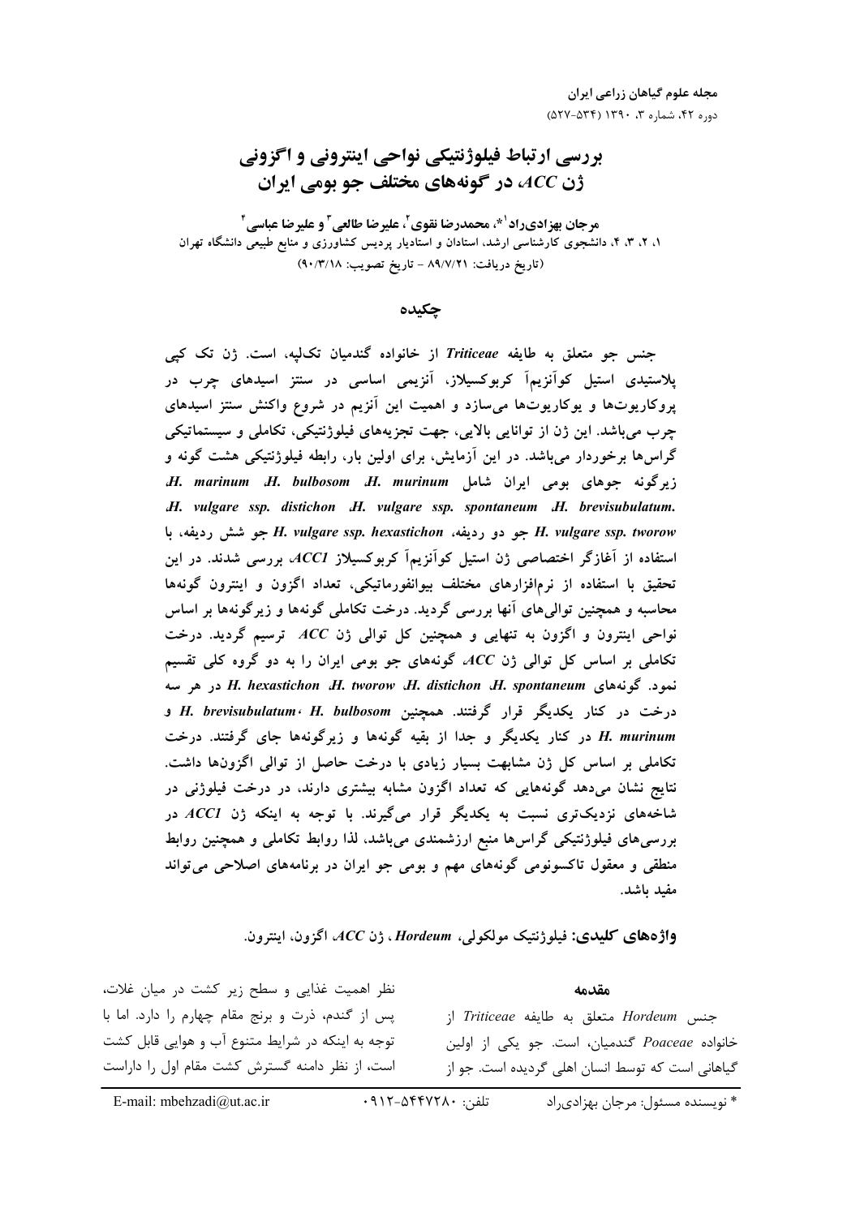# بررسی ارتباط فیلوژنتیکی نواحی اینترونی و اگزونی ژن *ACC*، در گونه‌های مختلف جو بومی ایران

**مرجان بهزادی‌راد[1]*، محمدرضا نقوی[2]، علیرضا طالعی[3] و علیرضا عباسی[4]**

۱، ۲، ۳، ۴، دانشجوی کارشناسی ارشد، استادان و استادیار پردیس کشاورزی و منابع طبیعی دانشگاه تهران

(تاریخ دریافت: ۸۹/۷/۲۱ - تاریخ تصویب: ۹۰/۳/۱۸)

## چکیده

جنس جو متعلق به طایفه *Triticeae* از خانواده گندمیان تک‌لپه، است. ژن تک کپی پلاستیدی استیل کوآنزیم‌آ کربوکسیلاز، آنزیمی اساسی در سنتز اسیدهای چرب در پروکاریوت‌ها و یوکاریوت‌ها می‌سازد و اهمیت این آنزیم در شروع واکنش سنتز اسیدهای چرب می‌باشد. این ژن از توانایی بالایی، جهت تجزیه‌های فیلوژنتیکی، تکاملی و سیستماتیکی گراس‌ها برخوردار می‌باشد. در این آزمایش، برای اولین بار، رابطه فیلوژنتیکی هشت گونه و زیرگونه جوهای بومی ایران شامل *H. murinum*، *H. bulbosom*، *H. marinum*، *H. brevisubulatum*، *H. vulgare ssp. spontaneum*، *H. vulgare ssp. distichon*، *H. vulgare ssp. tworow* جو دو ردیفه، *H. vulgare ssp. hexastichon* جو شش ردیفه، با استفاده از آغازگر اختصاصی ژن استیل کوآنزیم‌آ کربوکسیلاز *ACC1* بررسی شدند. در این تحقیق با استفاده از نرم‌افزارهای مختلف بیوانفورماتیکی، تعداد اگزون و اینترون گونه‌ها محاسبه و همچنین توالی‌های آنها بررسی گردید. درخت تکاملی گونه‌ها و زیرگونه‌ها بر اساس نواحی اینترون و اگزون به تنهایی و همچنین کل توالی ژن *ACC* ترسیم گردید. درخت تکاملی بر اساس کل توالی ژن *ACC*، گونه‌های جو بومی ایران را به دو گروه کلی تقسیم نمود. گونه‌های *H. spontaneum*، *H. distichon*، *H. tworow*، *H. hexastichon* در هر سه درخت در کنار یکدیگر قرار گرفتند. همچنین *H. bulbosom*، *H. brevisubulatum* و *H. murinum* در کنار یکدیگر و جدا از بقیه گونه‌ها و زیرگونه‌ها جای گرفتند. درخت تکاملی بر اساس کل ژن مشابهت بسیار زیادی با درخت حاصل از توالی اگزون‌ها داشت. نتایج نشان می‌دهد گونه‌هایی که تعداد اگزون مشابه بیشتری دارند، در درخت فیلوژنی در شاخه‌های نزدیک‌تری نسبت به یکدیگر قرار می‌گیرند. با توجه به اینکه ژن *ACC1* در بررسی‌های فیلوژنتیکی گراس‌ها منبع ارزشمندی می‌باشد، لذا روابط تکاملی و همچنین روابط منطقی و معقول تاکسونومی گونه‌های مهم و بومی جو ایران در برنامه‌های اصلاحی می‌تواند مفید باشد.

**واژه‌های کلیدی:** فیلوژنتیک مولکولی، *Hordeum*، ژن *ACC*، اگزون، اینترون.

## مقدمه

جنس *Hordeum* متعلق به طایفه *Triticeae* از خانواده *Poaceae* گندمیان، است. جو یکی از اولین گیاهانی است که توسط انسان اهلی گردیده است. جو از نظر اهمیت غذایی و سطح زیر کشت در میان غلات، پس از گندم، ذرت و برنج مقام چهارم را دارد. اما با توجه به اینکه در شرایط متنوع آب و هوایی قابل کشت است، از نظر دامنه گسترش کشت مقام اول را داراست

---

* نویسنده مسئول: مرجان بهزادی‌راد تلفن: ۰۹۱۲-۵۴۴۷۲۸۰ E-mail: mbehzadi@ut.ac.ir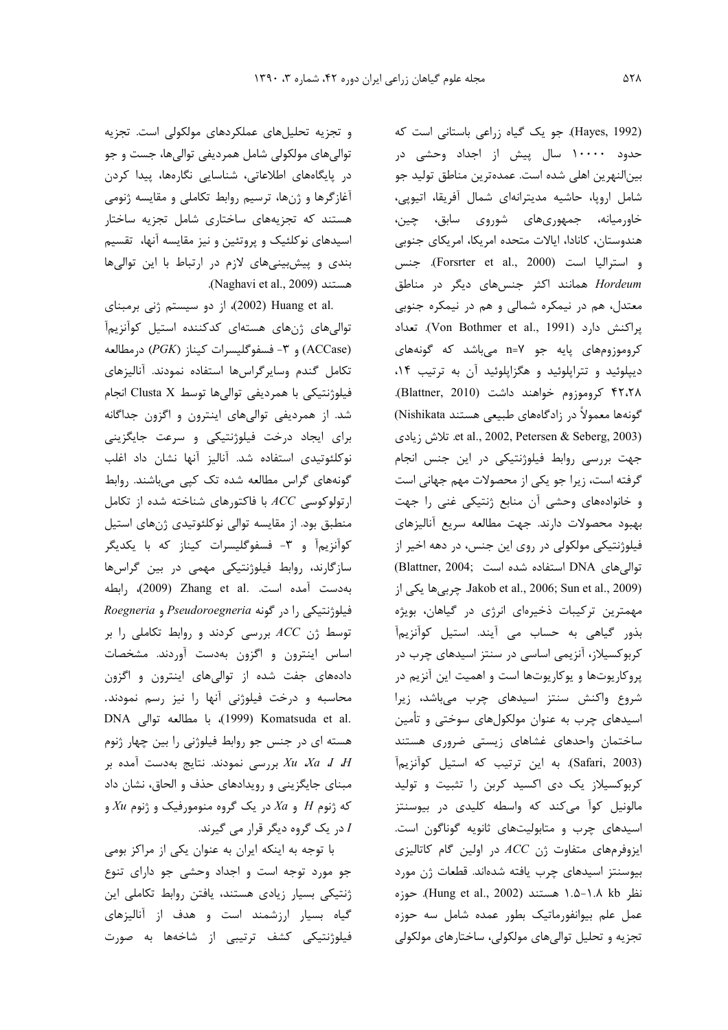(Hayes, 1992). جو یک گیاه زراعی باستانی است که حدود ۱۰۰۰۰ سال پیش از اجداد وحشی در بین‌النهرین اهلی شده است. عمده‌ترین مناطق تولید جو شامل اروپا، حاشیه مدیترانه‌ای شمال آفریقا، اتیوپی، خاورمیانه، جمهوری‌های شوروی سابق، چین، هندوستان، کانادا، ایالات متحده امریکا، امریکای جنوبی و استرالیا است (Forsrter et al., 2000). جنس *Hordeum* همانند اکثر جنس‌های دیگر در مناطق معتدل، هم در نیمکره شمالی و هم در نیمکره جنوبی پراکنش دارد (Von Bothmer et al., 1991). تعداد کروموزوم‌های پایه جو n=۷ می‌باشد که گونه‌های دیپلوئید و تتراپلوئید و هگزاپلوئید آن به ترتیب ۱۴، ۴۲،۲۸ کروموزوم خواهند داشت (Blattner, 2010). گونه‌ها معمولاً در زادگاه‌های طبیعی هستند Nishikata) et al., 2002, Petersen & Seberg, 2003). تلاش زیادی جهت بررسی روابط فیلوژنتیکی در این جنس انجام گرفته است، زیرا جو یکی از محصولات مهم جهانی است و خانواده‌های وحشی آن منابع ژنتیکی غنی را جهت بهبود محصولات دارند. جهت مطالعه سریع آنالیزهای فیلوژنتیکی مولکولی در روی این جنس، در دهه اخیر از توالی‌های DNA استفاده شده است (Blattner, 2004; Jakob et al., 2006; Sun et al., 2009). چربی‌ها یکی از مهمترین ترکیبات ذخیره‌ای انرژی در گیاهان، بویژه بذور گیاهی به حساب می آیند. استیل کوآنزیم‌آ کربوکسیلاز، آنزیمی اساسی در سنتز اسیدهای چرب در پروکاریوت‌ها و یوکاریوت‌ها است و اهمیت این آنزیم در شروع واکنش سنتز اسیدهای چرب می‌باشد، زیرا اسیدهای چرب به عنوان مولکول‌های سوختی و تأمین ساختمان واحدهای غشاهای زیستی ضروری هستند (Safari, 2003). به این ترتیب که استیل کوآنزیم‌آ کربوکسیلاز یک دی اکسید کربن را تثبیت و تولید مالونیل کوآ می‌کند که واسطه کلیدی در بیوسنتز اسیدهای چرب و متابولیت‌های ثانویه گوناگون است. ایزوفرم‌های متفاوت ژن *ACC* در اولین گام کاتالیزی بیوسنتز اسیدهای چرب یافته شده‌اند. قطعات ژن مورد نظر ۱.۸-۱.۵ kb هستند (Hung et al., 2002). حوزه عمل علم بیوانفورماتیک بطور عمده شامل سه حوزه تجزیه و تحلیل توالی‌های مولکولی، ساختارهای مولکولی و تجزیه تحلیل‌های عملکردهای مولکولی است. تجزیه توالی‌های مولکولی شامل همردیفی توالی‌ها، جست و جو در پایگاه‌های اطلاعاتی، شناسایی نگاره‌ها، پیدا کردن آغازگرها و ژن‌ها، ترسیم روابط تکاملی و مقایسه ژنومی هستند که تجزیه‌های ساختاری شامل تجزیه ساختار اسیدهای نوکلئیک و پروتئین و نیز مقایسه آنها، تقسیم بندی و پیش‌بینی‌های لازم در ارتباط با این توالی‌ها هستند (Naghavi et al., 2009).

Huang et al. (2002)، از دو سیستم ژنی برمبنای توالی‌های ژن‌های هسته‌ای کدکننده استیل کوآنزیم‌آ (ACCase) و ۳- فسفوگلیسرات کیناز (*PGK*) درمطالعه تکامل گندم وسایرگراس‌ها استفاده نمودند. آنالیزهای فیلوژنتیکی با همردیفی توالی‌ها توسط Clusta X انجام شد. از همردیفی توالی‌های اینترون و اگزون جداگانه برای ایجاد درخت فیلوژنتیکی و سرعت جایگزینی نوکلئوتیدی استفاده شد. آنالیز آنها نشان داد اغلب گونه‌های گراس مطالعه شده تک کپی می‌باشند. روابط ارتولوکوسی *ACC* با فاکتورهای شناخته شده از تکامل منطبق بود. از مقایسه توالی نوکلئوتیدی ژن‌های استیل کوآنزیم‌آ و ۳- فسفوگلیسرات کیناز که با یکدیگر سازگارند، روابط فیلوژنتیکی مهمی در بین گراس‌ها به‌دست آمده است. Zhang et al. (2009)، رابطه فیلوژنتیکی را در گونه *Pseudoroegneria* و *Roegneria* توسط ژن *ACC* بررسی کردند و روابط تکاملی را بر اساس اینترون و اگزون به‌دست آوردند. مشخصات داده‌های جفت شده از توالی‌های اینترون و اگزون محاسبه و درخت فیلوژنی آنها را نیز رسم نمودند. Komatsuda et al. (1999)، با مطالعه توالی DNA هسته ای در جنس جو روابط فیلوژنی را بین چهار ژنوم *H*، *I*، *Xa*، *Xu* بررسی نمودند. نتایج به‌دست آمده بر مبنای جایگزینی و رویدادهای حذف و الحاق، نشان داد که ژنوم *H* و *Xa* در یک گروه منومورفیک و ژنوم *Xu* و *I* در یک گروه دیگر قرار می گیرند.

با توجه به اینکه ایران به عنوان یکی از مراکز بومی جو مورد توجه است و اجداد وحشی جو دارای تنوع ژنتیکی بسیار زیادی هستند، یافتن روابط تکاملی این گیاه بسیار ارزشمند است و هدف از آنالیزهای فیلوژنتیکی کشف ترتیبی از شاخه‌ها به صورت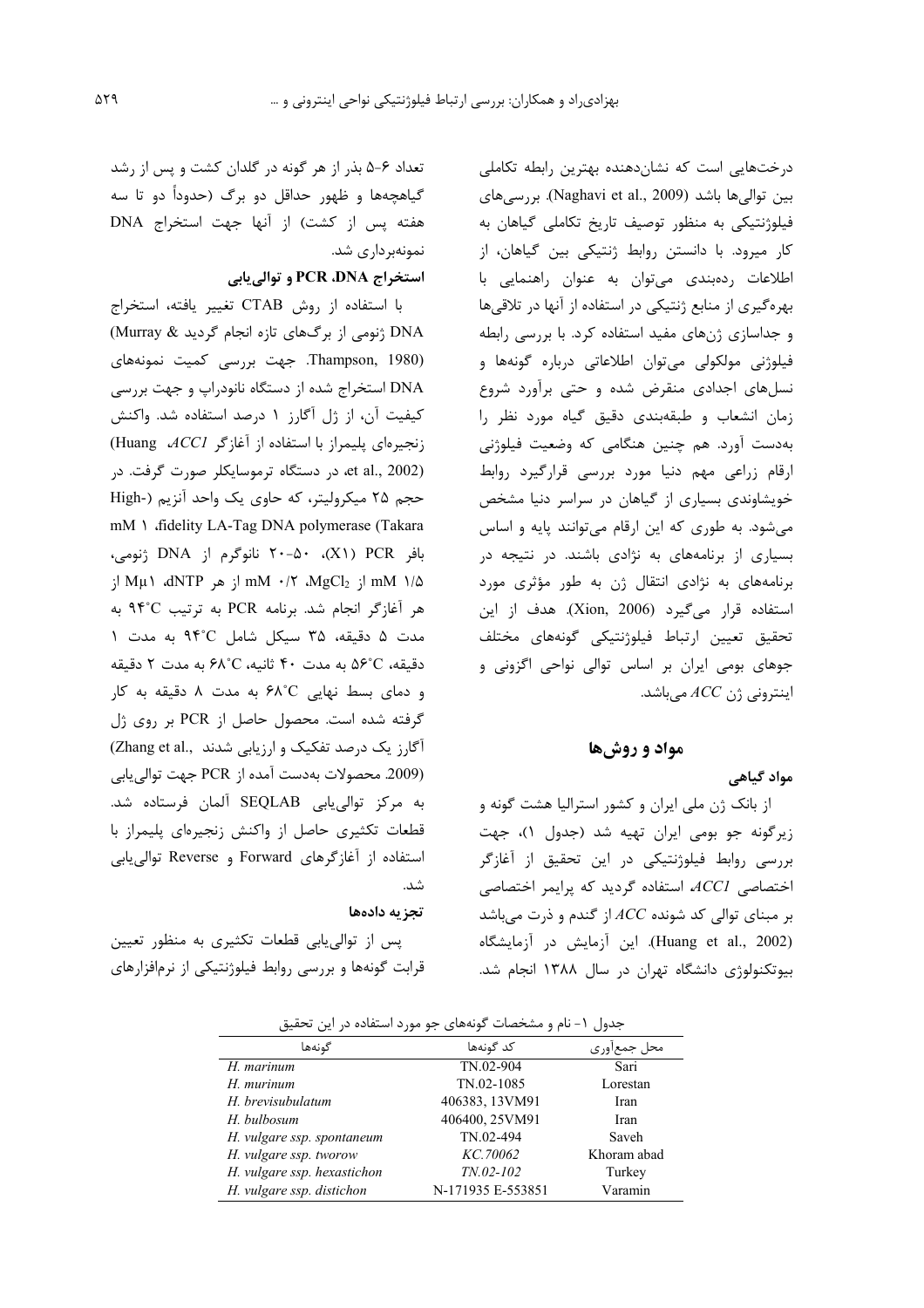درخت‌هایی است که نشان‌دهنده بهترین رابطه تکاملی بین توالی‌ها باشد (Naghavi et al., 2009). بررسی‌های فیلوژنتیکی به منظور توصیف تاریخ تکاملی گیاهان به کار میرود. با دانستن روابط ژنتیکی بین گیاهان، از اطلاعات رده‌بندی می‌توان به عنوان راهنمایی با بهره‌گیری از منابع ژنتیکی در استفاده از آنها در تلاقی‌ها و جداسازی ژن‌های مفید استفاده کرد. با بررسی رابطه فیلوژنی مولکولی می‌توان اطلاعاتی درباره گونه‌ها و نسل‌های اجدادی منقرض شده و حتی برآورد شروع زمان انشعاب و طبقه‌بندی دقیق گیاه مورد نظر را به‌دست آورد. هم چنین هنگامی که وضعیت فیلوژنی ارقام زراعی مهم دنیا مورد بررسی قرارگیرد روابط خویشاوندی بسیاری از گیاهان در سراسر دنیا مشخص می‌شود. به طوری که این ارقام می‌توانند پایه و اساس بسیاری از برنامه‌های به نژادی باشند. در نتیجه در برنامه‌های به نژادی انتقال ژن به طور مؤثری مورد استفاده قرار می‌گیرد (Xion, 2006). هدف از این تحقیق تعیین ارتباط فیلوژنتیکی گونه‌های مختلف جوهای بومی ایران بر اساس توالی نواحی اگزونی و اینترونی ژن *ACC* می‌باشد.

## مواد و روش‌ها

### مواد گیاهی

از بانک ژن ملی ایران و کشور استرالیا هشت گونه و زیرگونه جو بومی ایران تهیه شد (جدول ۱)، جهت بررسی روابط فیلوژنتیکی در این تحقیق از آغازگر اختصاصی *ACC1*، استفاده گردید که پرایمر اختصاصی بر مبنای توالی کد شونده *ACC* از گندم و ذرت می‌باشد (Huang et al., 2002). این آزمایش در آزمایشگاه بیوتکنولوژی دانشگاه تهران در سال ۱۳۸۸ انجام شد.

تعداد ۶-۵ بذر از هر گونه در گلدان کشت و پس از رشد گیاهچه‌ها و ظهور حداقل دو برگ (حدوداً دو تا سه هفته پس از کشت) از آنها جهت استخراج DNA نمونه‌برداری شد.

### استخراج DNA، PCR و توالی‌یابی

با استفاده از روش CTAB تغییر یافته، استخراج DNA ژنومی از برگ‌های تازه انجام گردید (Murray & Thampson, 1980). جهت بررسی کمیت نمونه‌های DNA استخراج شده از دستگاه نانودراپ و جهت بررسی کیفیت آن، از ژل آگارز ۱ درصد استفاده شد. واکنش زنجیره‌ای پلیمراز با استفاده از آغازگر *ACC1*، (Huang et al., 2002)، در دستگاه ترموسایکلر صورت گرفت. در حجم ۲۵ میکرولیتر، که حاوی یک واحد آنزیم (High-fidelity LA-Tag DNA polymerase (Takara، ۱ mM بافر PCR (X1)، ۵۰-۲۰ نانوگرم از DNA ژنومی، ۱/۵ mM از $MgCl_2$، ۰/۲ mM از هر dNTP، ۱Mμ از هر آغازگر انجام شد. برنامه PCR به ترتیب ۹۴°C به مدت ۵ دقیقه، ۳۵ سیکل شامل ۹۴°C به مدت ۱ دقیقه، ۵۶°C به مدت ۴۰ ثانیه، ۶۸°C به مدت ۲ دقیقه و دمای بسط نهایی ۶۸°C به مدت ۸ دقیقه به کار گرفته شده است. محصول حاصل از PCR بر روی ژل آگارز یک درصد تفکیک و ارزیابی شدند (Zhang et al., 2009). محصولات به‌دست آمده از PCR جهت توالی‌یابی به مرکز توالی‌یابی SEQLAB آلمان فرستاده شد. قطعات تکثیری حاصل از واکنش زنجیره‌ای پلیمراز با استفاده از آغازگرهای Forward و Reverse توالی‌یابی شد.

### تجزیه داده‌ها

پس از توالی‌یابی قطعات تکثیری به منظور تعیین قرابت گونه‌ها و بررسی روابط فیلوژنتیکی از نرم‌افزارهای

جدول ۱- نام و مشخصات گونه‌های جو مورد استفاده در این تحقیق

| گونه‌ها | کد گونه‌ها | محل جمع‌آوری |
|---|---|---|
| *H. marinum* | TN.02-904 | Sari |
| *H. murinum* | TN.02-1085 | Lorestan |
| *H. brevisubulatum* | 406383, 13VM91 | Iran |
| *H. bulbosum* | 406400, 25VM91 | Iran |
| *H. vulgare ssp. spontaneum* | TN.02-494 | Saveh |
| *H. vulgare ssp. tworow* | *KC.70062* | Khoram abad |
| *H. vulgare ssp. hexastichon* | *TN.02-102* | Turkey |
| *H. vulgare ssp. distichon* | N-171935 E-553851 | Varamin |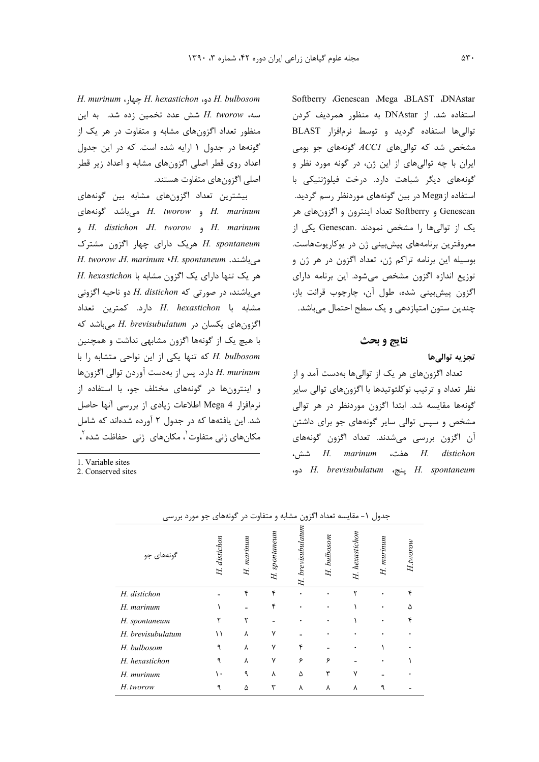Softberry ،Genescan ،Mega ،BLAST ،DNAstar استفاده شد. از DNAstar به منظور همردیف کردن توالی‌ها استفاده گردید و توسط نرم‌افزار BLAST مشخص شد که توالی‌های *ACC1* گونه‌های جو بومی ایران با چه توالی‌های از این ژن، در گونه مورد نظر و گونه‌های دیگر شباهت دارد. درخت فیلوژنتیکی با استفاده ازMega در بین گونه‌های موردنظر رسم گردید. Genescan و Softberry تعداد اینترون و اگزون‌های هر یک از توالی‌ها را مشخص نمودند. Genescan یکی از معروفترین برنامه‌های پیش‌بینی ژن در یوکاریوت‌هاست. بوسیله این برنامه تراکم ژن، تعداد اگزون در هر ژن و توزیع اندازه اگزون مشخص می‌شود. این برنامه دارای اگزون پیش‌بینی شده، طول آن، چارچوب قرائت باز، چندین ستون امتیازدهی و یک سطح احتمال می‌باشد.

## نتایج و بحث

### تجزیه توالی‌ها

تعداد اگزون‌های هر یک از توالی‌ها به‌دست آمد و از نظر تعداد و ترتیب نوکلئوتیدها با اگزون‌های توالی سایر گونه‌ها مقایسه شد. ابتدا اگزون موردنظر در هر توالی مشخص و سپس توالی سایر گونه‌های جو برای داشتن آن اگزون بررسی می‌شدند. تعداد اگزون گونه‌های *H. distichon* هفت، *H. marinum* شش، *H. spontaneum* پنج، *H. brevisubulatum* دو، *H. bulbosom* دو، *H. hexastichon* چهار، *H. murinum* سه، *H. tworow* شش عدد تخمین زده شد. به این منظور تعداد اگزون‌های مشابه و متفاوت در هر یک از گونه‌ها در جدول ۱ ارایه شده است. که در این جدول اعداد روی قطر اصلی اگزون‌های مشابه و اعداد زیر قطر اصلی اگزون‌های متفاوت هستند.

بیشترین تعداد اگزون‌های مشابه بین گونه‌های *H. marinum* و *H. tworow* می‌باشد گونه‌های *H. marinum* و *H. tworow* ،*H. distichon* و *H. spontaneum* هریک دارای چهار اگزون مشترک می‌باشند. *H. spontaneum* ،*H. marinum* ،*H. tworow* هر یک تنها دارای یک اگزون مشابه با *H. hexastichon* می‌باشند، در صورتی که *H. distichon* دو ناحیه اگزونی مشابه با *H. hexastichon* دارد. کمترین تعداد اگزون‌های یکسان در *H. brevisubulatum* می‌باشد که با هیچ یک از گونه‌ها اگزون مشابهی نداشت و همچنین *H. bulbosom* که تنها یکی از این نواحی متشابه را با *H. murinum* دارد. پس از به‌دست آوردن توالی اگزون‌ها و اینترون‌ها در گونه‌های مختلف جو، با استفاده از نرم‌افزار Mega 4 اطلاعات زیادی از بررسی آنها حاصل شد. این یافته‌ها که در جدول ۲ آورده شده‌اند که شامل مکان‌های ژنی متفاوت[1]، مکان‌های ژنی حفاظت شده[2]،

1. Variable sites
2. Conserved sites

جدول ۱- مقایسه تعداد اگزون مشابه و متفاوت در گونه‌های جو مورد بررسی

| گونه‌های جو | *H. distichon* | *H. marinum* | *H. spontaneum* | *H. brevisubulatum* | *H. bulbosom* | *H. hexastichon* | *H. murinum* | *H.tworow* |
|---|---|---|---|---|---|---|---|---|
| *H. distichon* | - | ۴ | ۴ | ۰ | ۰ | ۲ | ۰ | ۴ |
| *H. marinum* | ۱ | - | ۴ | ۰ | ۰ | ۱ | ۰ | ۵ |
| *H. spontaneum* | ۲ | ۲ | - | ۰ | ۰ | ۱ | ۰ | ۴ |
| *H. brevisubulatum* | ۱۱ | ۸ | ۷ | - | ۰ | ۰ | ۰ | ۰ |
| *H. bulbosom* | ۹ | ۸ | ۷ | ۴ | - | ۰ | ۱ | ۰ |
| *H. hexastichon* | ۹ | ۸ | ۷ | ۶ | ۶ | - | ۰ | ۱ |
| *H. murinum* | ۱۰ | ۹ | ۸ | ۵ | ۳ | ۷ | - | ۰ |
| *H. tworow* | ۹ | ۵ | ۳ | ۸ | ۸ | ۸ | ۹ | - |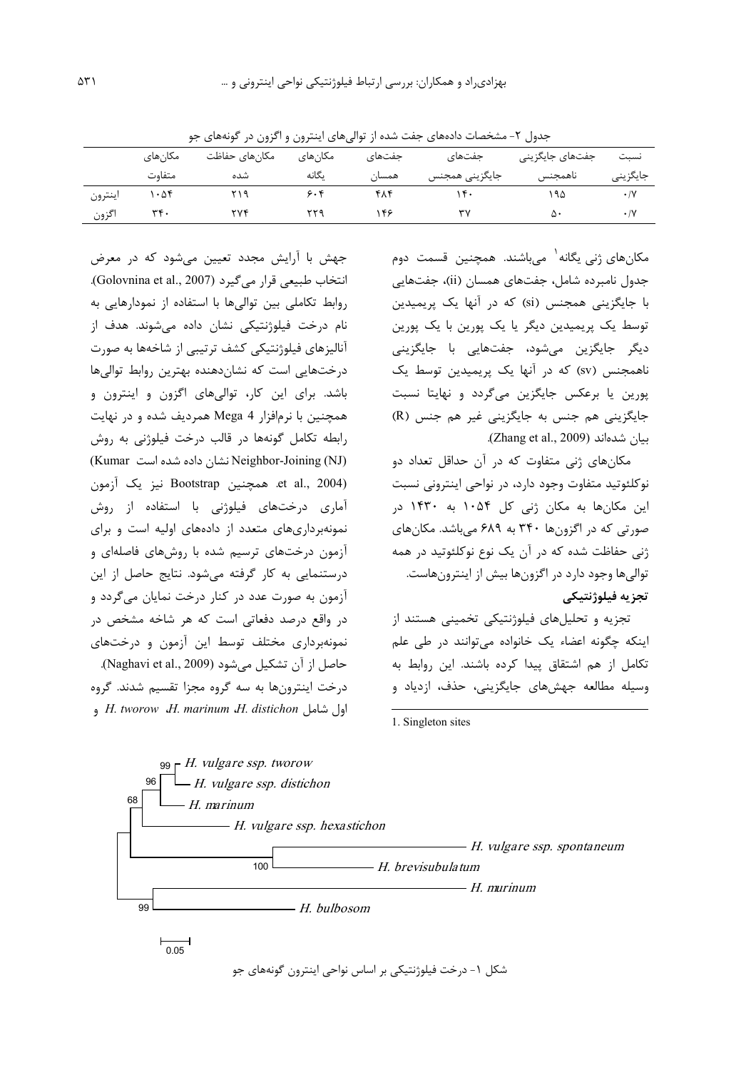جدول ۲- مشخصات داده‌های جفت شده از توالی‌های اینترون و اگزون در گونه‌های جو

| | مکان‌های متفاوت | مکان‌های حفاظت شده | مکان‌های یگانه | جفت‌های همسان | جفت‌های جایگزینی همجنس | جفت‌های جایگزینی ناهمجنس | نسبت جایگزینی |
|---|---|---|---|---|---|---|---|
| اینترون | ۱۰۵۴ | ۲۱۹ | ۶۰۴ | ۴۸۴ | ۱۴۰ | ۱۹۵ | ۰/۷ |
| اگزون | ۳۴۰ | ۲۷۴ | ۲۲۹ | ۱۴۶ | ۳۷ | ۵۰ | ۰/۷ |

مکان‌های ژنی یگانه[1] می‌باشند. همچنین قسمت دوم جدول نامبرده شامل، جفت‌های همسان (ii)، جفت‌هایی با جایگزینی همجنس (si) که در آنها یک پریمیدین توسط یک پریمیدین دیگر یا یک پورین با یک پورین دیگر جایگزین می‌شود، جفت‌هایی با جایگزینی ناهمجنس (sv) که در آنها یک پریمیدین توسط یک پورین یا برعکس جایگزین می‌گردد و نهایتا نسبت جایگزینی هم جنس به جایگزینی غیر هم جنس (R) بیان شده‌اند (Zhang et al., 2009).

مکان‌های ژنی متفاوت که در آن حداقل تعداد دو نوکلئوتید متفاوت وجود دارد، در نواحی اینترونی نسبت این مکان‌ها به مکان ژنی کل ۱۰۵۴ به ۱۴۳۰ در صورتی که در اگزون‌ها ۳۴۰ به ۶۸۹ می‌باشد. مکان‌های ژنی حفاظت شده که در آن یک نوع نوکلئوتید در همه توالی‌ها وجود دارد در اگزون‌ها بیش از اینترون‌هاست.

**تجزیه فیلوژنتیکی**

تجزیه و تحلیل‌های فیلوژنتیکی تخمینی هستند از اینکه چگونه اعضاء یک خانواده می‌توانند در طی علم تکامل از هم اشتقاق پیدا کرده باشند. این روابط به وسیله مطالعه جهش‌های جایگزینی، حذف، ازدیاد و جهش با آرایش مجدد تعیین می‌شود که در معرض انتخاب طبیعی قرار می‌گیرد (Golovnina et al., 2007). روابط تکاملی بین توالی‌ها با استفاده از نمودارهایی به نام درخت فیلوژنتیکی نشان داده می‌شوند. هدف از آنالیزهای فیلوژنتیکی کشف ترتیبی از شاخه‌ها به صورت درخت‌هایی است که نشان‌دهنده بهترین روابط توالی‌ها باشد. برای این کار، توالی‌های اگزون و اینترون و همچنین با نرم‌افزار Mega 4 همردیف شده و در نهایت رابطه تکامل گونه‌ها در قالب درخت فیلوژنی به روش Neighbor-Joining (NJ) نشان داده شده است (Kumar et al., 2004). همچنین Bootstrap نیز یک آزمون آماری درخت‌های فیلوژنی با استفاده از روش نمونه‌برداری‌های متعدد از داده‌های اولیه است و برای آزمون درخت‌های ترسیم شده با روش‌های فاصله‌ای و درستنمایی به کار گرفته می‌شود. نتایج حاصل از این آزمون به صورت عدد در کنار درخت نمایان می‌گردد و در واقع درصد دفعاتی است که هر شاخه مشخص در نمونه‌برداری مختلف توسط این آزمون و درخت‌های حاصل از آن تشکیل می‌شود (Naghavi et al., 2009).

درخت اینترون‌ها به سه گروه مجزا تقسیم شدند. گروه اول شامل *H. distichon*، *H. marinum*، *H. tworow* و

شکل ۱- درخت فیلوژنتیکی بر اساس نواحی اینترون گونه‌های جو

1. Singleton sites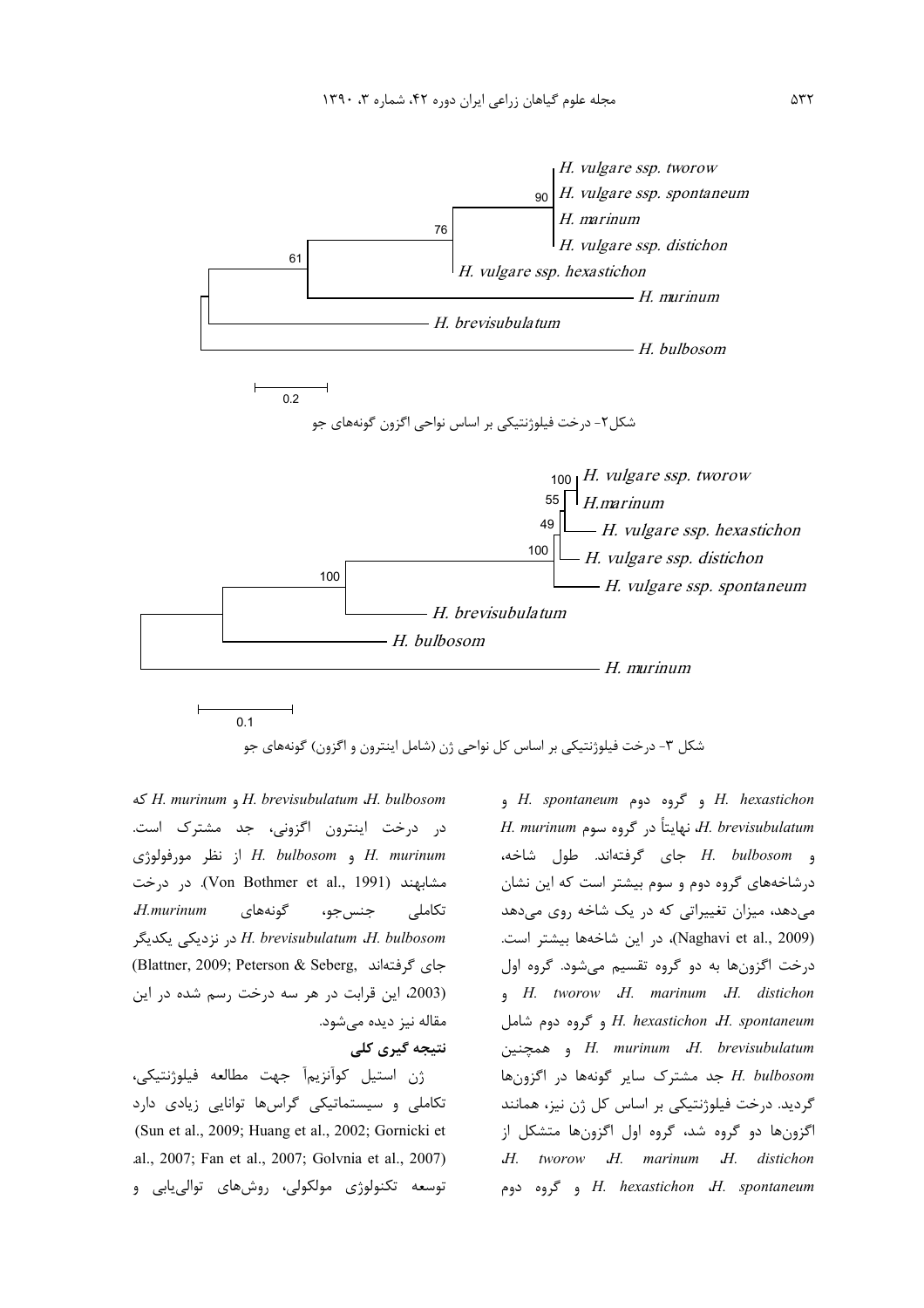شکل۲- درخت فیلوژنتیکی بر اساس نواحی اگزون گونه‌های جو

شکل ۳- درخت فیلوژنتیکی بر اساس کل نواحی ژن (شامل اینترون و اگزون) گونه‌های جو

*H. hexastichon* و گروه دوم *H. spontaneum* و *H. brevisubulatum*، نهایتاً در گروه سوم *H. murinum* و *H. bulbosom* جای گرفته‌اند. طول شاخه، درشاخه‌های گروه دوم و سوم بیشتر است که این نشان می‌دهد، میزان تغییراتی که در یک شاخه روی می‌دهد (Naghavi et al., 2009)، در این شاخه‌ها بیشتر است. درخت اگزون‌ها به دو گروه تقسیم می‌شود. گروه اول *H. distichon*، *H. marinum*، *H. tworow* و *H. spontaneum*، *H. hexastichon* و گروه دوم شامل *H. brevisubulatum*، *H. murinum* و همچنین *H. bulbosom* جد مشترک سایر گونه‌ها در اگزون‌ها گردید. درخت فیلوژنتیکی بر اساس کل ژن نیز، همانند اگزون‌ها دو گروه شد، گروه اول اگزون‌ها متشکل از *H. tworow*، *H. marinum*، *H. distichon*، *H. spontaneum*، *H. hexastichon* و گروه دوم *H. bulbosom*، *H. brevisubulatum* و *H. murinum* که در درخت اینترون اگزونی، جد مشترک است. *H. murinum* و *H. bulbosom* از نظر مورفولوژی مشابهند (Von Bothmer et al., 1991). در درخت تکاملی جنس‌جو، گونه‌های *H.murinum*، *H. bulbosom*، *H. brevisubulatum* در نزدیکی یکدیگر جای گرفته‌اند (Blattner, 2009; Peterson & Seberg, 2003)، این قرابت در هر سه درخت رسم شده در این مقاله نیز دیده می‌شود.

## نتیجه گیری کلی

ژن استیل کوآنزیمآ جهت مطالعه فیلوژنتیکی، تکاملی و سیستماتیکی گراس‌ها توانایی زیادی دارد (Sun et al., 2009; Huang et al., 2002; Gornicki et al., 2007; Fan et al., 2007; Golvnia et al., 2007) توسعه تکنولوژی مولکولی، روش‌های توالی‌یابی و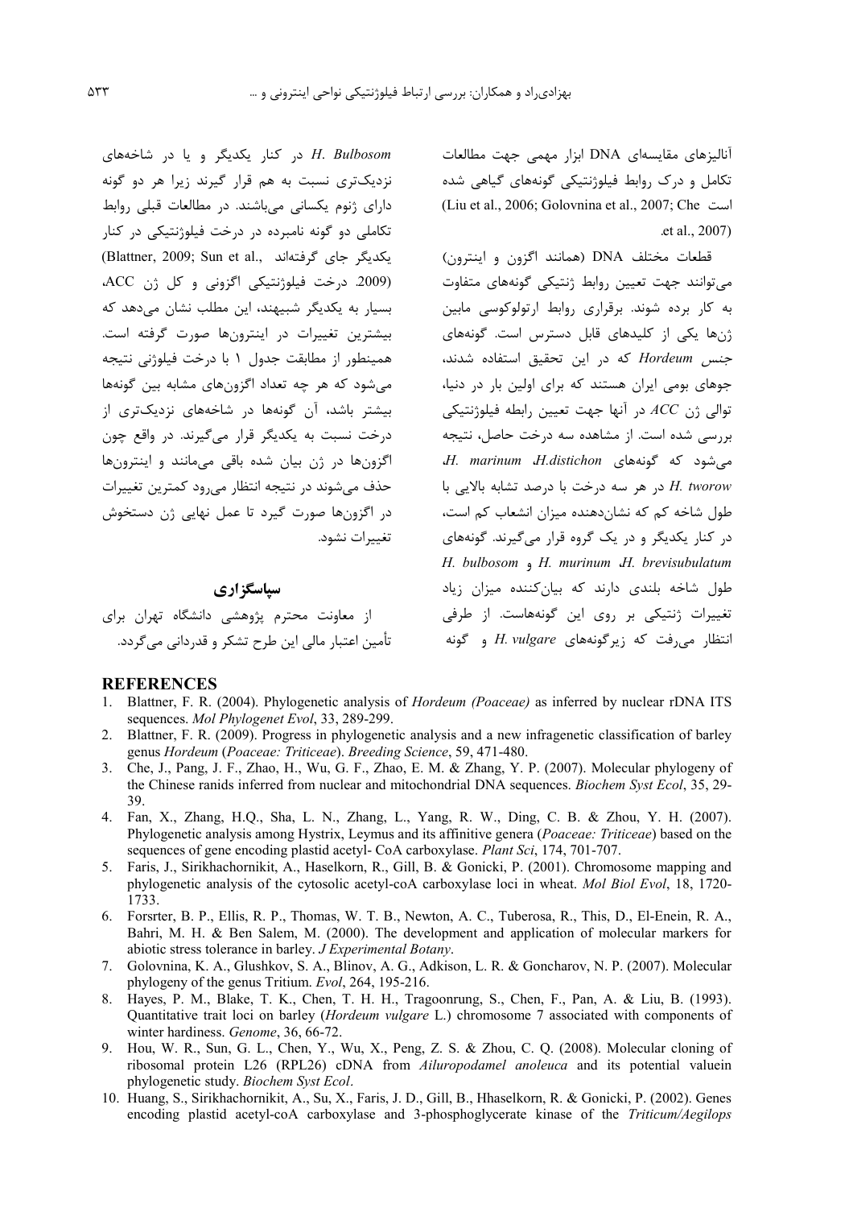آنالیزهای مقایسه‌ای DNA ابزار مهمی جهت مطالعات تکامل و درک روابط فیلوژنتیکی گونه‌های گیاهی شده است (Liu et al., 2006; Golovnina et al., 2007; Che et al., 2007).

قطعات مختلف DNA (همانند اگزون و اینترون) می‌توانند جهت تعیین روابط ژنتیکی گونه‌های متفاوت به کار برده شوند. برقراری روابط ارتولوکوسی مابین ژن‌ها یکی از کلیدهای قابل دسترس است. گونه‌های جنس *Hordeum* که در این تحقیق استفاده شدند، جوهای بومی ایران هستند که برای اولین بار در دنیا، توالی ژن *ACC* در آنها جهت تعیین رابطه فیلوژنتیکی بررسی شده است. از مشاهده سه درخت حاصل، نتیجه می‌شود که گونه‌های *H.distichon*، *H. marinum*، *H. tworow* در هر سه درخت با درصد تشابه بالایی با طول شاخه کم که نشان‌دهنده میزان انشعاب کم است، در کنار یکدیگر و در یک گروه قرار می‌گیرند. گونه‌های *H. brevisubulatum*، *H. murinum* و *H. bulbosom* طول شاخه بلندی دارند که بیان‌کننده میزان زیاد تغییرات ژنتیکی بر روی این گونه‌هاست. از طرفی انتظار می‌رفت که زیرگونه‌های *H. vulgare* و گونه *H. Bulbosom* در کنار یکدیگر و یا در شاخه‌های نزدیک‌تری نسبت به هم قرار گیرند زیرا هر دو گونه دارای ژنوم یکسانی می‌باشند. در مطالعات قبلی روابط تکاملی دو گونه نامبرده در درخت فیلوژنتیکی در کنار یکدیگر جای گرفته‌اند (Blattner, 2009; Sun et al., 2009). درخت فیلوژنتیکی اگزونی و کل ژن ACC، بسیار به یکدیگر شبیهند، این مطلب نشان می‌دهد که بیشترین تغییرات در اینترون‌ها صورت گرفته است. همینطور از مطابقت جدول ۱ با درخت فیلوژنی نتیجه می‌شود که هر چه تعداد اگزون‌های مشابه بین گونه‌ها بیشتر باشد، آن گونه‌ها در شاخه‌های نزدیک‌تری از درخت نسبت به یکدیگر قرار می‌گیرند. در واقع چون اگزون‌ها در ژن بیان شده باقی می‌مانند و اینترون‌ها حذف می‌شوند در نتیجه انتظار می‌رود کمترین تغییرات در اگزون‌ها صورت گیرد تا عمل نهایی ژن دستخوش تغییرات نشود.

## سپاسگزاری

از معاونت محترم پژوهشی دانشگاه تهران برای تأمین اعتبار مالی این طرح تشکر و قدردانی می‌گردد.

## REFERENCES

1. Blattner, F. R. (2004). Phylogenetic analysis of *Hordeum (Poaceae)* as inferred by nuclear rDNA ITS sequences. *Mol Phylogenet Evol*, 33, 289-299.
2. Blattner, F. R. (2009). Progress in phylogenetic analysis and a new infragenetic classification of barley genus *Hordeum* (*Poaceae: Triticeae*). *Breeding Science*, 59, 471-480.
3. Che, J., Pang, J. F., Zhao, H., Wu, G. F., Zhao, E. M. & Zhang, Y. P. (2007). Molecular phylogeny of the Chinese ranids inferred from nuclear and mitochondrial DNA sequences. *Biochem Syst Ecol*, 35, 29-39.
4. Fan, X., Zhang, H.Q., Sha, L. N., Zhang, L., Yang, R. W., Ding, C. B. & Zhou, Y. H. (2007). Phylogenetic analysis among Hystrix, Leymus and its affinitive genera (*Poaceae: Triticeae*) based on the sequences of gene encoding plastid acetyl- CoA carboxylase. *Plant Sci*, 174, 701-707.
5. Faris, J., Sirikhachornikit, A., Haselkorn, R., Gill, B. & Gonicki, P. (2001). Chromosome mapping and phylogenetic analysis of the cytosolic acetyl-coA carboxylase loci in wheat. *Mol Biol Evol*, 18, 1720-1733.
6. Forsrter, B. P., Ellis, R. P., Thomas, W. T. B., Newton, A. C., Tuberosa, R., This, D., El-Enein, R. A., Bahri, M. H. & Ben Salem, M. (2000). The development and application of molecular markers for abiotic stress tolerance in barley. *J Experimental Botany*.
7. Golovnina, K. A., Glushkov, S. A., Blinov, A. G., Adkison, L. R. & Goncharov, N. P. (2007). Molecular phylogeny of the genus Tritium. *Evol*, 264, 195-216.
8. Hayes, P. M., Blake, T. K., Chen, T. H. H., Tragoonrung, S., Chen, F., Pan, A. & Liu, B. (1993). Quantitative trait loci on barley (*Hordeum vulgare* L.) chromosome 7 associated with components of winter hardiness. *Genome*, 36, 66-72.
9. Hou, W. R., Sun, G. L., Chen, Y., Wu, X., Peng, Z. S. & Zhou, C. Q. (2008). Molecular cloning of ribosomal protein L26 (RPL26) cDNA from *Ailuropodamel anoleuca* and its potential valuein phylogenetic study. *Biochem Syst Ecol*.
10. Huang, S., Sirikhachornikit, A., Su, X., Faris, J. D., Gill, B., Hhaselkorn, R. & Gonicki, P. (2002). Genes encoding plastid acetyl-coA carboxylase and 3-phosphoglycerate kinase of the *Triticum/Aegilops*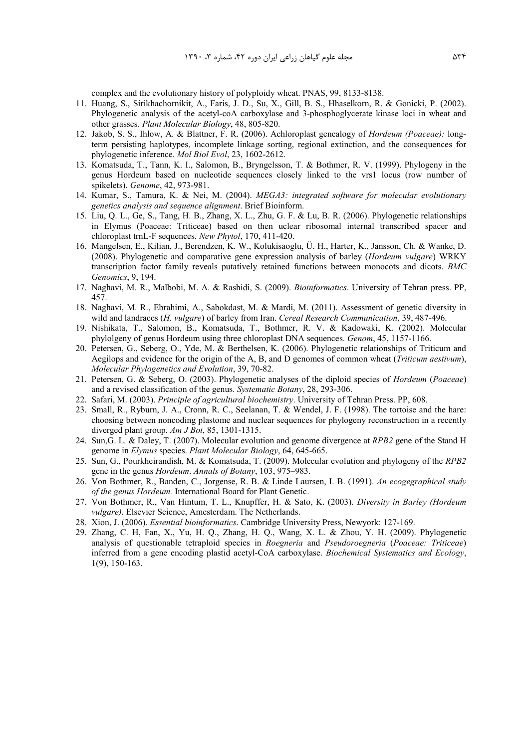complex and the evolutionary history of polyploidy wheat. PNAS, 99, 8133-8138.

11. Huang, S., Sirikhachornikit, A., Faris, J. D., Su, X., Gill, B. S., Hhaselkorn, R. & Gonicki, P. (2002). Phylogenetic analysis of the acetyl-coA carboxylase and 3-phosphoglycerate kinase loci in wheat and other grasses. *Plant Molecular Biology*, 48, 805-820.
12. Jakob, S. S., Ihlow, A. & Blattner, F. R. (2006). Achloroplast genealogy of *Hordeum (Poaceae):* long-term persisting haplotypes, incomplete linkage sorting, regional extinction, and the consequences for phylogenetic inference. *Mol Biol Evol*, 23, 1602-2612.
13. Komatsuda, T., Tann, K. I., Salomon, B., Bryngelsson, T. & Bothmer, R. V. (1999). Phylogeny in the genus Hordeum based on nucleotide sequences closely linked to the vrs1 locus (row number of spikelets). *Genome*, 42, 973-981.
14. Kumar, S., Tamura, K. & Nei, M. (2004). *MEGA3: integrated software for molecular evolutionary genetics analysis and sequence alignment*. Brief Bioinform.
15. Liu, Q. L., Ge, S., Tang, H. B., Zhang, X. L., Zhu, G. F. & Lu, B. R. (2006). Phylogenetic relationships in Elymus (Poaceae: Triticeae) based on then uclear ribosomal internal transcribed spacer and chloroplast trnL-F sequences. *New Phytol*, 170, 411-420.
16. Mangelsen, E., Kilian, J., Berendzen, K. W., Kolukisaoglu, Ü. H., Harter, K., Jansson, Ch. & Wanke, D. (2008). Phylogenetic and comparative gene expression analysis of barley (*Hordeum vulgare*) WRKY transcription factor family reveals putatively retained functions between monocots and dicots. *BMC Genomics*, 9, 194.
17. Naghavi, M. R., Malbobi, M. A. & Rashidi, S. (2009). *Bioinformatics*. University of Tehran press. PP, 457.
18. Naghavi, M. R., Ebrahimi, A., Sabokdast, M. & Mardi, M. (2011). Assessment of genetic diversity in wild and landraces (*H. vulgare*) of barley from Iran. *Cereal Research Communication*, 39, 487-496.
19. Nishikata, T., Salomon, B., Komatsuda, T., Bothmer, R. V. & Kadowaki, K. (2002). Molecular phylolgeny of genus Hordeum using three chloroplast DNA sequences. *Genom*, 45, 1157-1166.
20. Petersen, G., Seberg, O., Yde, M. & Berthelsen, K. (2006). Phylogenetic relationships of Triticum and Aegilops and evidence for the origin of the A, B, and D genomes of common wheat (*Triticum aestivum*), *Molecular Phylogenetics and Evolution*, 39, 70-82.
21. Petersen, G. & Seberg, O. (2003). Phylogenetic analyses of the diploid species of *Hordeum* (*Poaceae*) and a revised classification of the genus. *Systematic Botany*, 28, 293-306.
22. Safari, M. (2003). *Principle of agricultural biochemistry*. University of Tehran Press. PP, 608.
23. Small, R., Ryburn, J. A., Cronn, R. C., Seelanan, T. & Wendel, J. F. (1998). The tortoise and the hare: choosing between noncoding plastome and nuclear sequences for phylogeny reconstruction in a recently diverged plant group. *Am J Bot*, 85, 1301-1315.
24. Sun,G. L. & Daley, T. (2007). Molecular evolution and genome divergence at *RPB2* gene of the Stand H genome in *Elymus* species. *Plant Molecular Biology*, 64, 645-665.
25. Sun, G., Pourkheirandish, M. & Komatsuda, T. (2009). Molecular evolution and phylogeny of the *RPB2* gene in the genus *Hordeum*. *Annals of Botany*, 103, 975–983.
26. Von Bothmer, R., Banden, C., Jorgense, R. B. & Linde Laursen, I. B. (1991). *An ecogegraphical study of the genus Hordeum.* International Board for Plant Genetic.
27. Von Bothmer, R., Van Hintum, T. L., Knupffer, H. & Sato, K. (2003). *Diversity in Barley (Hordeum vulgare)*. Elsevier Science, Amesterdam. The Netherlands.
28. Xion, J. (2006). *Essential bioinformatics*. Cambridge University Press, Newyork: 127-169.
29. Zhang, C. H, Fan, X., Yu, H. Q., Zhang, H. Q., Wang, X. L. & Zhou, Y. H. (2009). Phylogenetic analysis of questionable tetraploid species in *Roegneria* and *Pseudoroegneria* (*Poaceae: Triticeae*) inferred from a gene encoding plastid acetyl-CoA carboxylase. *Biochemical Systematics and Ecology*, 1(9), 150-163.